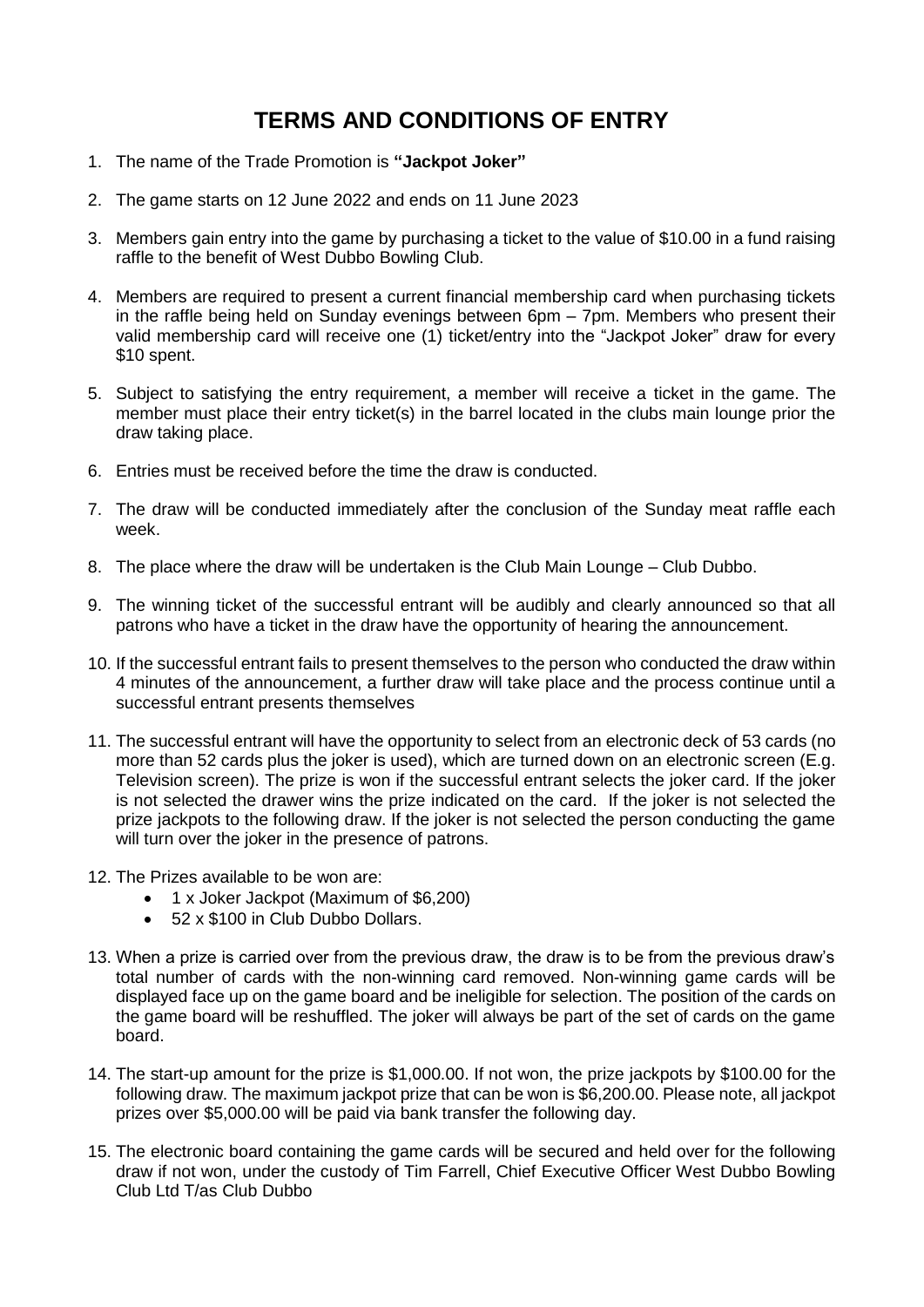# TERMS AND CONDITIONS OF ENTRY

1. The name of the Trade Promotion is **"Jackpot Joker"**

2. The game starts on 12 June 2022 and ends on 11 June 2023

3. Members gain entry into the game by purchasing a ticket to the value of $10.00 in a fund raising raffle to the benefit of West Dubbo Bowling Club.

4. Members are required to present a current financial membership card when purchasing tickets in the raffle being held on Sunday evenings between 6pm – 7pm. Members who present their valid membership card will receive one (1) ticket/entry into the "Jackpot Joker" draw for every $10 spent.

5. Subject to satisfying the entry requirement, a member will receive a ticket in the game. The member must place their entry ticket(s) in the barrel located in the clubs main lounge prior the draw taking place.

6. Entries must be received before the time the draw is conducted.

7. The draw will be conducted immediately after the conclusion of the Sunday meat raffle each week.

8. The place where the draw will be undertaken is the Club Main Lounge – Club Dubbo.

9. The winning ticket of the successful entrant will be audibly and clearly announced so that all patrons who have a ticket in the draw have the opportunity of hearing the announcement.

10. If the successful entrant fails to present themselves to the person who conducted the draw within 4 minutes of the announcement, a further draw will take place and the process continue until a successful entrant presents themselves

11. The successful entrant will have the opportunity to select from an electronic deck of 53 cards (no more than 52 cards plus the joker is used), which are turned down on an electronic screen (E.g. Television screen). The prize is won if the successful entrant selects the joker card. If the joker is not selected the drawer wins the prize indicated on the card. If the joker is not selected the prize jackpots to the following draw. If the joker is not selected the person conducting the game will turn over the joker in the presence of patrons.

12. The Prizes available to be won are:
    - 1 x Joker Jackpot (Maximum of $6,200)
    - 52 x $100 in Club Dubbo Dollars.

13. When a prize is carried over from the previous draw, the draw is to be from the previous draw's total number of cards with the non-winning card removed. Non-winning game cards will be displayed face up on the game board and be ineligible for selection. The position of the cards on the game board will be reshuffled. The joker will always be part of the set of cards on the game board.

14. The start-up amount for the prize is $1,000.00. If not won, the prize jackpots by $100.00 for the following draw. The maximum jackpot prize that can be won is $6,200.00. Please note, all jackpot prizes over $5,000.00 will be paid via bank transfer the following day.

15. The electronic board containing the game cards will be secured and held over for the following draw if not won, under the custody of Tim Farrell, Chief Executive Officer West Dubbo Bowling Club Ltd T/as Club Dubbo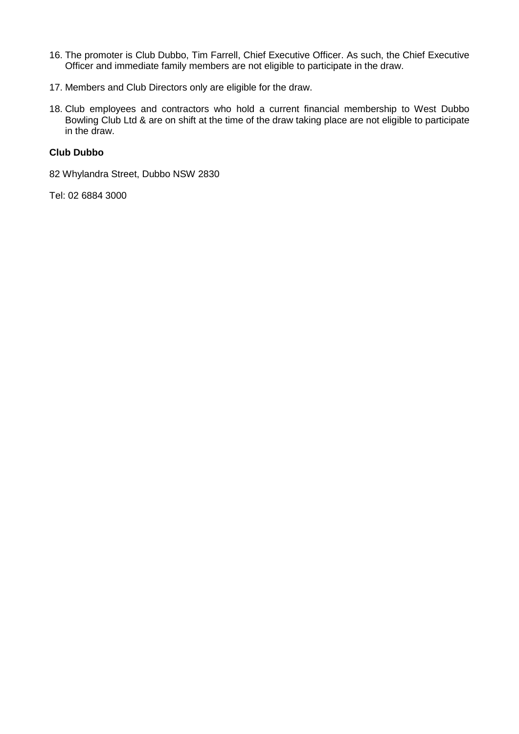16. The promoter is Club Dubbo, Tim Farrell, Chief Executive Officer. As such, the Chief Executive Officer and immediate family members are not eligible to participate in the draw.

17. Members and Club Directors only are eligible for the draw.

18. Club employees and contractors who hold a current financial membership to West Dubbo Bowling Club Ltd & are on shift at the time of the draw taking place are not eligible to participate in the draw.

**Club Dubbo**

82 Whylandra Street, Dubbo NSW 2830

Tel: 02 6884 3000